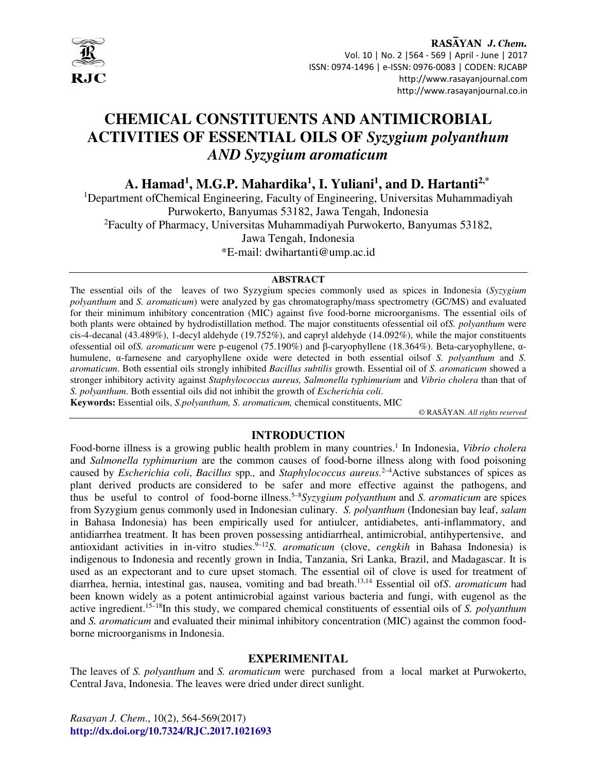# CHEMICAL CONSTITUENTS AND ANTIMICROBIAL ACTIVITIES OF ESSENTIAL OILS OF *Syzygium polyanthum* AND *Syzygium aromaticum*

**A. Hamad[1], M.G.P. Mahardika[1], I. Yuliani[1], and D. Hartanti[2,*]**

[1]Department ofChemical Engineering, Faculty of Engineering, Universitas Muhammadiyah Purwokerto, Banyumas 53182, Jawa Tengah, Indonesia

[2]Faculty of Pharmacy, Universitas Muhammadiyah Purwokerto, Banyumas 53182, Jawa Tengah, Indonesia

*E-mail: dwihartanti@ump.ac.id

## ABSTRACT

The essential oils of the leaves of two Syzygium species commonly used as spices in Indonesia (*Syzygium polyanthum* and *S. aromaticum*) were analyzed by gas chromatography/mass spectrometry (GC/MS) and evaluated for their minimum inhibitory concentration (MIC) against five food-borne microorganisms. The essential oils of both plants were obtained by hydrodistillation method. The major constituents ofessential oil of*S. polyanthum* were cis-4-decanal (43.489%), 1-decyl aldehyde (19.752%), and capryl aldehyde (14.092%), while the major constituents ofessential oil of*S. aromaticum* were p-eugenol (75.190%) and β-caryophyllene (18.364%). Beta-caryophyllene, α-humulene, α-farnesene and caryophyllene oxide were detected in both essential oilsof *S. polyanthum* and *S. aromaticum*. Both essential oils strongly inhibited *Bacillus subtilis* growth. Essential oil of *S. aromaticum* showed a stronger inhibitory activity against *Staphylococcus aureus, Salmonella typhimurium* and *Vibrio cholera* than that of *S. polyanthum*. Both essential oils did not inhibit the growth of *Escherichia coli*.

**Keywords:** Essential oils, *S.polyanthum, S. aromaticum,* chemical constituents, MIC

© RASĀYAN. *All rights reserved*

## INTRODUCTION

Food-borne illness is a growing public health problem in many countries.[1] In Indonesia, *Vibrio cholera* and *Salmonella typhimurium* are the common causes of food-borne illness along with food poisoning caused by *Escherichia coli*, *Bacillus* spp.*,* and *Staphylococcus aureus.*[2–4]Active substances of spices as plant derived products are considered to be safer and more effective against the pathogens, and thus be useful to control of food-borne illness.[5–8]*Syzygium polyanthum* and *S. aromaticum* are spices from Syzygium genus commonly used in Indonesian culinary. *S. polyanthum* (Indonesian bay leaf, *salam* in Bahasa Indonesia) has been empirically used for antiulcer, antidiabetes, anti-inflammatory, and antidiarrhea treatment. It has been proven possessing antidiarrheal, antimicrobial, antihypertensive, and antioxidant activities in in-vitro studies.[9–12]*S. aromaticum* (clove, *cengkih* in Bahasa Indonesia) is indigenous to Indonesia and recently grown in India, Tanzania, Sri Lanka, Brazil, and Madagascar. It is used as an expectorant and to cure upset stomach. The essential oil of clove is used for treatment of diarrhea, hernia, intestinal gas, nausea, vomiting and bad breath.[13,14] Essential oil of*S. aromaticum* had been known widely as a potent antimicrobial against various bacteria and fungi, with eugenol as the active ingredient.[15–18]In this study, we compared chemical constituents of essential oils of *S. polyanthum* and *S. aromaticum* and evaluated their minimal inhibitory concentration (MIC) against the common food-borne microorganisms in Indonesia.

## EXPERIMENITAL

The leaves of *S. polyanthum* and *S. aromaticum* were purchased from a local market at Purwokerto, Central Java, Indonesia. The leaves were dried under direct sunlight.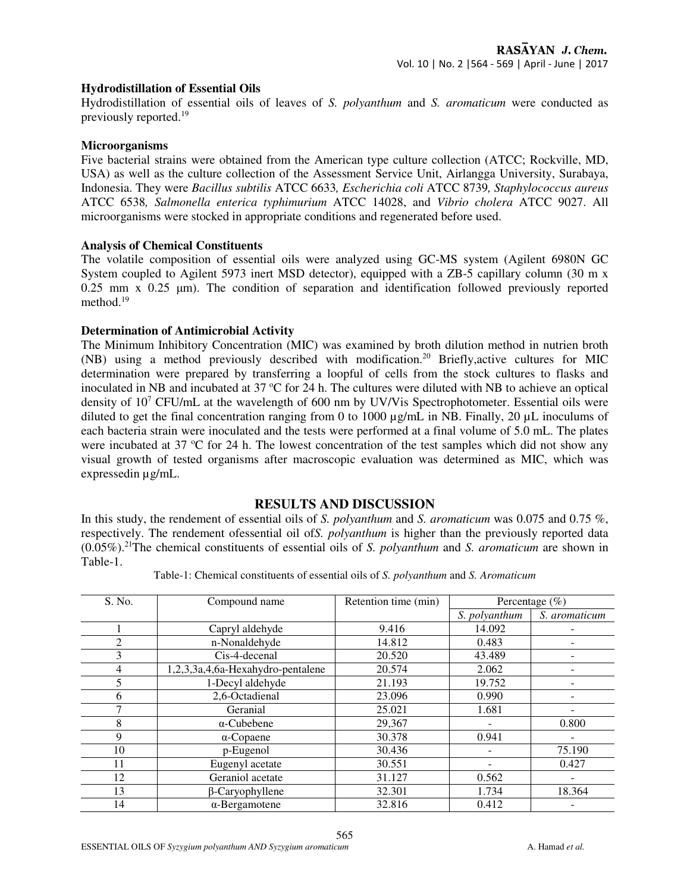### Hydrodistillation of Essential Oils

Hydrodistillation of essential oils of leaves of *S. polyanthum* and *S. aromaticum* were conducted as previously reported.[19]

### Microorganisms

Five bacterial strains were obtained from the American type culture collection (ATCC; Rockville, MD, USA) as well as the culture collection of the Assessment Service Unit, Airlangga University, Surabaya, Indonesia. They were *Bacillus subtilis* ATCC 6633*, Escherichia coli* ATCC 8739*, Staphylococcus aureus* ATCC 6538*, Salmonella enterica typhimurium* ATCC 14028, and *Vibrio cholera* ATCC 9027. All microorganisms were stocked in appropriate conditions and regenerated before used.

### Analysis of Chemical Constituents

The volatile composition of essential oils were analyzed using GC-MS system (Agilent 6980N GC System coupled to Agilent 5973 inert MSD detector), equipped with a ZB-5 capillary column (30 m x 0.25 mm x 0.25 µm). The condition of separation and identification followed previously reported method.[19]

### Determination of Antimicrobial Activity

The Minimum Inhibitory Concentration (MIC) was examined by broth dilution method in nutrien broth (NB) using a method previously described with modification.[20] Briefly,active cultures for MIC determination were prepared by transferring a loopful of cells from the stock cultures to flasks and inoculated in NB and incubated at 37 ºC for 24 h. The cultures were diluted with NB to achieve an optical density of $10^7$ CFU/mL at the wavelength of 600 nm by UV/Vis Spectrophotometer. Essential oils were diluted to get the final concentration ranging from 0 to 1000 µg/mL in NB. Finally, 20 µL inoculums of each bacteria strain were inoculated and the tests were performed at a final volume of 5.0 mL. The plates were incubated at 37 ºC for 24 h. The lowest concentration of the test samples which did not show any visual growth of tested organisms after macroscopic evaluation was determined as MIC, which was expressedin µg/mL.

## RESULTS AND DISCUSSION

In this study, the rendement of essential oils of *S. polyanthum* and *S. aromaticum* was 0.075 and 0.75 %, respectively. The rendement ofessential oil of*S. polyanthum* is higher than the previously reported data (0.05%).[21]The chemical constituents of essential oils of *S. polyanthum* and *S. aromaticum* are shown in Table-1.

Table-1: Chemical constituents of essential oils of *S. polyanthum* and *S. Aromaticum*

| S. No. | Compound name | Retention time (min) | Percentage (%) | |
|---|---|---|---|---|
| | | | *S. polyanthum* | *S. aromaticum* |
| 1 | Capryl aldehyde | 9.416 | 14.092 | - |
| 2 | n-Nonaldehyde | 14.812 | 0.483 | - |
| 3 | Cis-4-decenal | 20.520 | 43.489 | - |
| 4 | 1,2,3,3a,4,6a-Hexahydro-pentalene | 20.574 | 2.062 | - |
| 5 | 1-Decyl aldehyde | 21.193 | 19.752 | - |
| 6 | 2,6-Octadienal | 23.096 | 0.990 | - |
| 7 | Geranial | 25.021 | 1.681 | - |
| 8 | α-Cubebene | 29,367 | - | 0.800 |
| 9 | α-Copaene | 30.378 | 0.941 | - |
| 10 | p-Eugenol | 30.436 | - | 75.190 |
| 11 | Eugenyl acetate | 30.551 | - | 0.427 |
| 12 | Geraniol acetate | 31.127 | 0.562 | - |
| 13 | β-Caryophyllene | 32.301 | 1.734 | 18.364 |
| 14 | α-Bergamotene | 32.816 | 0.412 | - |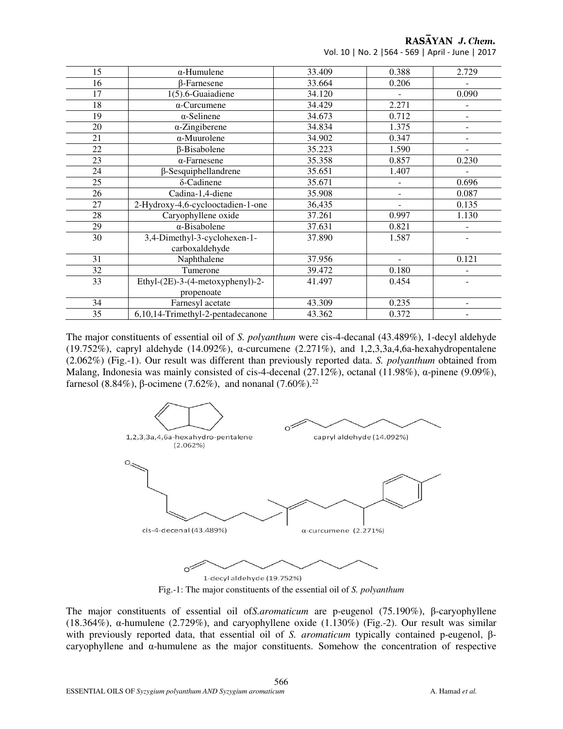| 15 | α-Humulene | 33.409 | 0.388 | 2.729 |
|---|---|---|---|---|
| 16 | β-Farnesene | 33.664 | 0.206 | - |
| 17 | 1(5).6-Guaiadiene | 34.120 | - | 0.090 |
| 18 | α-Curcumene | 34.429 | 2.271 | - |
| 19 | α-Selinene | 34.673 | 0.712 | - |
| 20 | α-Zingiberene | 34.834 | 1.375 | - |
| 21 | α-Muurolene | 34.902 | 0.347 | - |
| 22 | β-Bisabolene | 35.223 | 1.590 | - |
| 23 | α-Farnesene | 35.358 | 0.857 | 0.230 |
| 24 | β-Sesquiphellandrene | 35.651 | 1.407 | - |
| 25 | δ-Cadinene | 35.671 | - | 0.696 |
| 26 | Cadina-1,4-diene | 35.908 | - | 0.087 |
| 27 | 2-Hydroxy-4,6-cyclooctadien-1-one | 36,435 | - | 0.135 |
| 28 | Caryophyllene oxide | 37.261 | 0.997 | 1.130 |
| 29 | α-Bisabolene | 37.631 | 0.821 | - |
| 30 | 3,4-Dimethyl-3-cyclohexen-1-carboxaldehyde | 37.890 | 1.587 | - |
| 31 | Naphthalene | 37.956 | - | 0.121 |
| 32 | Tumerone | 39.472 | 0.180 | - |
| 33 | Ethyl-(2E)-3-(4-metoxyphenyl)-2-propenoate | 41.497 | 0.454 | - |
| 34 | Farnesyl acetate | 43.309 | 0.235 | - |
| 35 | 6,10,14-Trimethyl-2-pentadecanone | 43.362 | 0.372 | - |

The major constituents of essential oil of *S. polyanthum* were cis-4-decanal (43.489%), 1-decyl aldehyde (19.752%), capryl aldehyde (14.092%), α-curcumene (2.271%), and 1,2,3,3a,4,6a-hexahydropentalene (2.062%) (Fig.-1). Our result was different than previously reported data. *S. polyanthum* obtained from Malang, Indonesia was mainly consisted of cis-4-decenal (27.12%), octanal (11.98%), α-pinene (9.09%), farnesol (8.84%), β-ocimene (7.62%), and nonanal (7.60%).[22]

1,2,3,3a,4,6a-hexahydro-pentalene (2.062%)

capryl aldehyde (14.092%)

cis-4-decenal (43.489%)

α-curcumene (2.271%)

1-decyl aldehyde (19.752%)

Fig.-1: The major constituents of the essential oil of *S. polyanthum*

The major constituents of essential oil of *S.aromaticum* are p-eugenol (75.190%), β-caryophyllene (18.364%), α-humulene (2.729%), and caryophyllene oxide (1.130%) (Fig.-2). Our result was similar with previously reported data, that essential oil of *S. aromaticum* typically contained p-eugenol, β-caryophyllene and α-humulene as the major constituents. Somehow the concentration of respective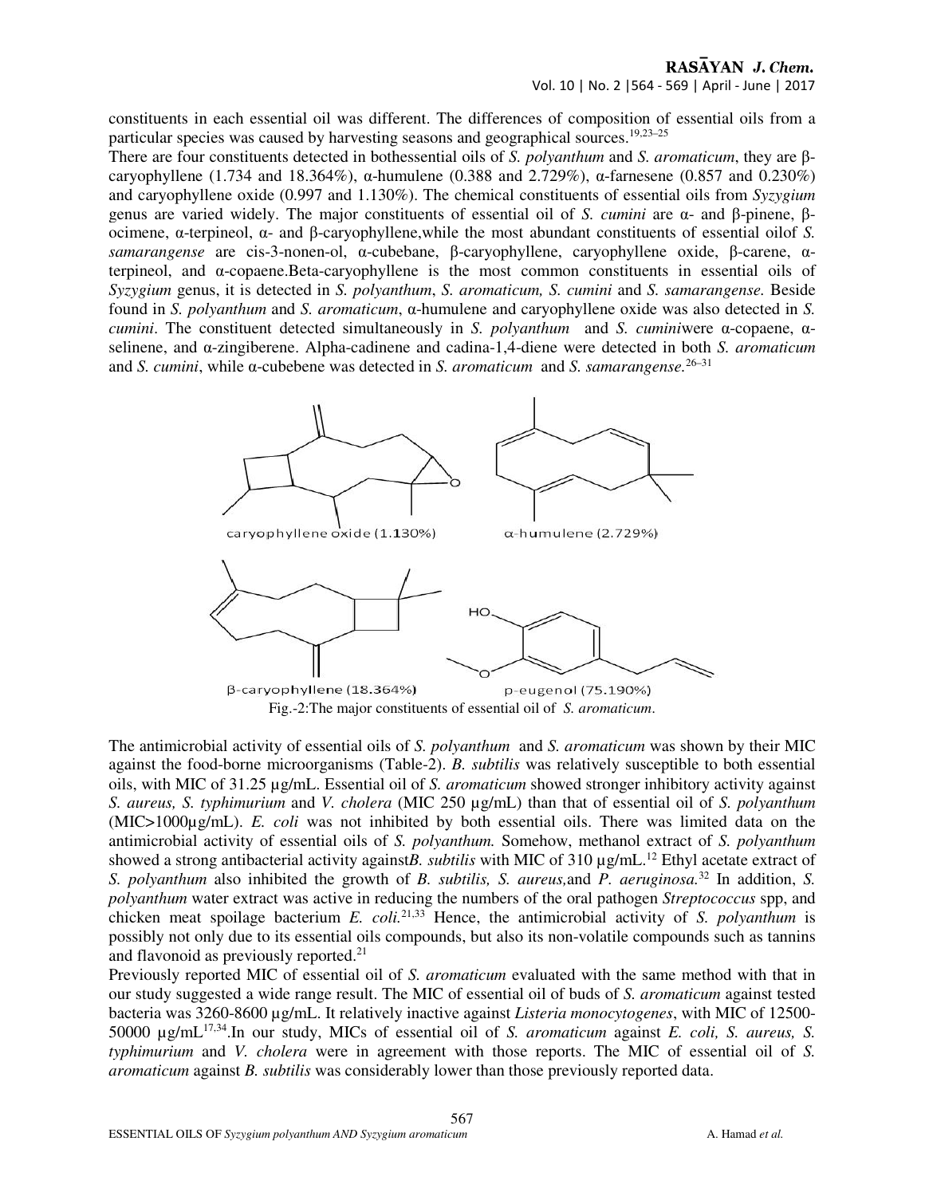constituents in each essential oil was different. The differences of composition of essential oils from a particular species was caused by harvesting seasons and geographical sources.[19,23–25]

There are four constituents detected in bothessential oils of *S. polyanthum* and *S. aromaticum*, they are β-caryophyllene (1.734 and 18.364%), α-humulene (0.388 and 2.729%), α-farnesene (0.857 and 0.230%) and caryophyllene oxide (0.997 and 1.130%). The chemical constituents of essential oils from *Syzygium* genus are varied widely. The major constituents of essential oil of *S. cumini* are α- and β-pinene, β-ocimene, α-terpineol, α- and β-caryophyllene,while the most abundant constituents of essential oilof *S. samarangense* are cis-3-nonen-ol, α-cubebane, β-caryophyllene, caryophyllene oxide, β-carene, α-terpineol, and α-copaene.Beta-caryophyllene is the most common constituents in essential oils of *Syzygium* genus, it is detected in *S. polyanthum*, *S. aromaticum, S. cumini* and *S. samarangense.* Beside found in *S. polyanthum* and *S. aromaticum*, α-humulene and caryophyllene oxide was also detected in *S. cumini*. The constituent detected simultaneously in *S. polyanthum* and *S. cumini*were α-copaene, α-selinene, and α-zingiberene. Alpha-cadinene and cadina-1,4-diene were detected in both *S. aromaticum* and *S. cumini*, while α-cubebene was detected in *S. aromaticum* and *S. samarangense.*[26–31]

caryophyllene oxide (1.130%) α-humulene (2.729%)

β-caryophyllene (18.364%) p-eugenol (75.190%)

Fig.-2:The major constituents of essential oil of *S. aromaticum*.

The antimicrobial activity of essential oils of *S. polyanthum* and *S. aromaticum* was shown by their MIC against the food-borne microorganisms (Table-2). *B. subtilis* was relatively susceptible to both essential oils, with MIC of 31.25 µg/mL. Essential oil of *S. aromaticum* showed stronger inhibitory activity against *S. aureus, S. typhimurium* and *V. cholera* (MIC 250 µg/mL) than that of essential oil of *S. polyanthum* (MIC>1000µg/mL). *E. coli* was not inhibited by both essential oils. There was limited data on the antimicrobial activity of essential oils of *S. polyanthum.* Somehow, methanol extract of *S. polyanthum* showed a strong antibacterial activity against*B. subtilis* with MIC of 310 µg/mL.[12] Ethyl acetate extract of *S. polyanthum* also inhibited the growth of *B. subtilis, S. aureus,*and *P. aeruginosa.*[32] In addition, *S. polyanthum* water extract was active in reducing the numbers of the oral pathogen *Streptococcus* spp, and chicken meat spoilage bacterium *E. coli.*[21,33] Hence, the antimicrobial activity of *S. polyanthum* is possibly not only due to its essential oils compounds, but also its non-volatile compounds such as tannins and flavonoid as previously reported.[21]

Previously reported MIC of essential oil of *S. aromaticum* evaluated with the same method with that in our study suggested a wide range result. The MIC of essential oil of buds of *S. aromaticum* against tested bacteria was 3260-8600 µg/mL. It relatively inactive against *Listeria monocytogenes*, with MIC of 12500-50000 µg/mL[17,34].In our study, MICs of essential oil of *S. aromaticum* against *E. coli, S. aureus, S. typhimurium* and *V. cholera* were in agreement with those reports. The MIC of essential oil of *S. aromaticum* against *B. subtilis* was considerably lower than those previously reported data.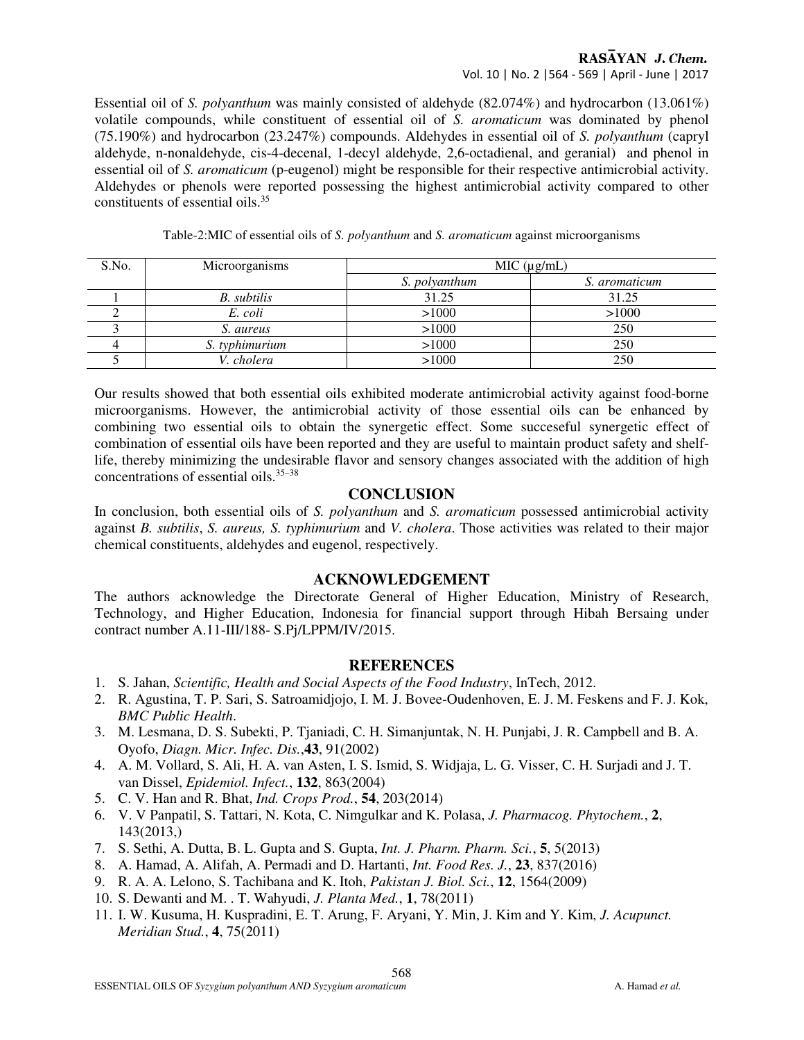Essential oil of *S. polyanthum* was mainly consisted of aldehyde (82.074%) and hydrocarbon (13.061%) volatile compounds, while constituent of essential oil of *S. aromaticum* was dominated by phenol (75.190%) and hydrocarbon (23.247%) compounds. Aldehydes in essential oil of *S. polyanthum* (capryl aldehyde, n-nonaldehyde, cis-4-decenal, 1-decyl aldehyde, 2,6-octadienal, and geranial) and phenol in essential oil of *S. aromaticum* (p-eugenol) might be responsible for their respective antimicrobial activity. Aldehydes or phenols were reported possessing the highest antimicrobial activity compared to other constituents of essential oils.[35]

Table-2:MIC of essential oils of *S. polyanthum* and *S. aromaticum* against microorganisms

| S.No. | Microorganisms | MIC (µg/mL) | |
|---|---|---|---|
| | | *S. polyanthum* | *S. aromaticum* |
| 1 | *B. subtilis* | 31.25 | 31.25 |
| 2 | *E. coli* | >1000 | >1000 |
| 3 | *S. aureus* | >1000 | 250 |
| 4 | *S. typhimurium* | >1000 | 250 |
| 5 | *V. cholera* | >1000 | 250 |

Our results showed that both essential oils exhibited moderate antimicrobial activity against food-borne microorganisms. However, the antimicrobial activity of those essential oils can be enhanced by combining two essential oils to obtain the synergetic effect. Some succeseful synergetic effect of combination of essential oils have been reported and they are useful to maintain product safety and shelf-life, thereby minimizing the undesirable flavor and sensory changes associated with the addition of high concentrations of essential oils.[35–38]

## CONCLUSION

In conclusion, both essential oils of *S. polyanthum* and *S. aromaticum* possessed antimicrobial activity against *B. subtilis*, *S. aureus, S. typhimurium* and *V. cholera*. Those activities was related to their major chemical constituents, aldehydes and eugenol, respectively.

## ACKNOWLEDGEMENT

The authors acknowledge the Directorate General of Higher Education, Ministry of Research, Technology, and Higher Education, Indonesia for financial support through Hibah Bersaing under contract number A.11-III/188- S.Pj/LPPM/IV/2015.

## REFERENCES

1. S. Jahan, *Scientific, Health and Social Aspects of the Food Industry*, InTech, 2012.
2. R. Agustina, T. P. Sari, S. Satroamidjojo, I. M. J. Bovee-Oudenhoven, E. J. M. Feskens and F. J. Kok, *BMC Public Health*.
3. M. Lesmana, D. S. Subekti, P. Tjaniadi, C. H. Simanjuntak, N. H. Punjabi, J. R. Campbell and B. A. Oyofo, *Diagn. Micr. Infec. Dis.*,**43**, 91(2002)
4. A. M. Vollard, S. Ali, H. A. van Asten, I. S. Ismid, S. Widjaja, L. G. Visser, C. H. Surjadi and J. T. van Dissel, *Epidemiol. Infect.*, **132**, 863(2004)
5. C. V. Han and R. Bhat, *Ind. Crops Prod.*, **54**, 203(2014)
6. V. V Panpatil, S. Tattari, N. Kota, C. Nimgulkar and K. Polasa, *J. Pharmacog. Phytochem.*, **2**, 143(2013,)
7. S. Sethi, A. Dutta, B. L. Gupta and S. Gupta, *Int. J. Pharm. Pharm. Sci.*, **5**, 5(2013)
8. A. Hamad, A. Alifah, A. Permadi and D. Hartanti, *Int. Food Res. J.*, **23**, 837(2016)
9. R. A. A. Lelono, S. Tachibana and K. Itoh, *Pakistan J. Biol. Sci.*, **12**, 1564(2009)
10. S. Dewanti and M. . T. Wahyudi, *J. Planta Med.*, **1**, 78(2011)
11. I. W. Kusuma, H. Kuspradini, E. T. Arung, F. Aryani, Y. Min, J. Kim and Y. Kim, *J. Acupunct. Meridian Stud.*, **4**, 75(2011)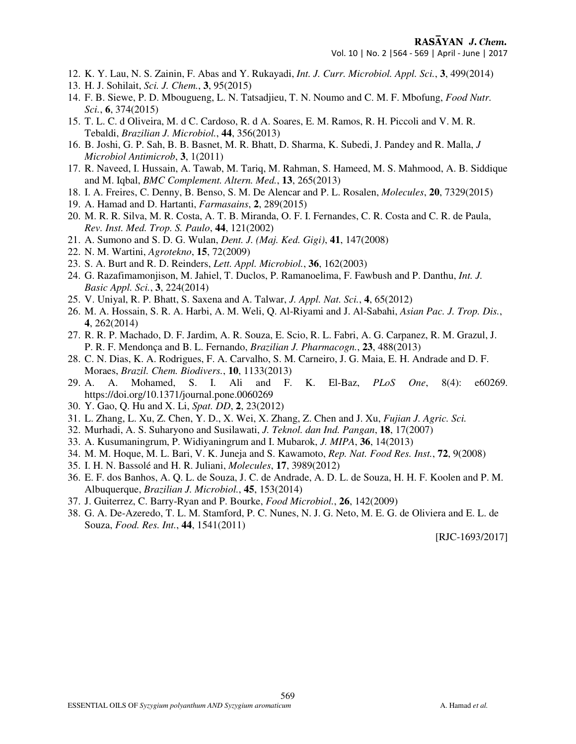12. K. Y. Lau, N. S. Zainin, F. Abas and Y. Rukayadi, *Int. J. Curr. Microbiol. Appl. Sci.*, **3**, 499(2014)
13. H. J. Sohilait, *Sci. J. Chem.*, **3**, 95(2015)
14. F. B. Siewe, P. D. Mbougueng, L. N. Tatsadjieu, T. N. Noumo and C. M. F. Mbofung, *Food Nutr. Sci.*, **6**, 374(2015)
15. T. L. C. d Oliveira, M. d C. Cardoso, R. d A. Soares, E. M. Ramos, R. H. Piccoli and V. M. R. Tebaldi, *Brazilian J. Microbiol.*, **44**, 356(2013)
16. B. Joshi, G. P. Sah, B. B. Basnet, M. R. Bhatt, D. Sharma, K. Subedi, J. Pandey and R. Malla, *J Microbiol Antimicrob*, **3**, 1(2011)
17. R. Naveed, I. Hussain, A. Tawab, M. Tariq, M. Rahman, S. Hameed, M. S. Mahmood, A. B. Siddique and M. Iqbal, *BMC Complement. Altern. Med.*, **13**, 265(2013)
18. I. A. Freires, C. Denny, B. Benso, S. M. De Alencar and P. L. Rosalen, *Molecules*, **20**, 7329(2015)
19. A. Hamad and D. Hartanti, *Farmasains*, **2**, 289(2015)
20. M. R. R. Silva, M. R. Costa, A. T. B. Miranda, O. F. I. Fernandes, C. R. Costa and C. R. de Paula, *Rev. Inst. Med. Trop. S. Paulo*, **44**, 121(2002)
21. A. Sumono and S. D. G. Wulan, *Dent. J. (Maj. Ked. Gigi)*, **41**, 147(2008)
22. N. M. Wartini, *Agrotekno*, **15**, 72(2009)
23. S. A. Burt and R. D. Reinders, *Lett. Appl. Microbiol.*, **36**, 162(2003)
24. G. Razafimamonjison, M. Jahiel, T. Duclos, P. Ramanoelima, F. Fawbush and P. Danthu, *Int. J. Basic Appl. Sci.*, **3**, 224(2014)
25. V. Uniyal, R. P. Bhatt, S. Saxena and A. Talwar, *J. Appl. Nat. Sci.*, **4**, 65(2012)
26. M. A. Hossain, S. R. A. Harbi, A. M. Weli, Q. Al-Riyami and J. Al-Sabahi, *Asian Pac. J. Trop. Dis.*, **4**, 262(2014)
27. R. R. P. Machado, D. F. Jardim, A. R. Souza, E. Scio, R. L. Fabri, A. G. Carpanez, R. M. Grazul, J. P. R. F. Mendonça and B. L. Fernando, *Brazilian J. Pharmacogn.*, **23**, 488(2013)
28. C. N. Dias, K. A. Rodrigues, F. A. Carvalho, S. M. Carneiro, J. G. Maia, E. H. Andrade and D. F. Moraes, *Brazil. Chem. Biodivers.*, **10**, 1133(2013)
29. A. A. Mohamed, S. I. Ali and F. K. El-Baz, *PLoS One*, 8(4): e60269. https://doi.org/10.1371/journal.pone.0060269
30. Y. Gao, Q. Hu and X. Li, *Spat. DD*, **2**, 23(2012)
31. L. Zhang, L. Xu, Z. Chen, Y. D., X. Wei, X. Zhang, Z. Chen and J. Xu, *Fujian J. Agric. Sci.*
32. Murhadi, A. S. Suharyono and Susilawati, *J. Teknol. dan Ind. Pangan*, **18**, 17(2007)
33. A. Kusumaningrum, P. Widiyaningrum and I. Mubarok, *J. MIPA*, **36**, 14(2013)
34. M. M. Hoque, M. L. Bari, V. K. Juneja and S. Kawamoto, *Rep. Nat. Food Res. Inst.*, **72**, 9(2008)
35. I. H. N. Bassolé and H. R. Juliani, *Molecules*, **17**, 3989(2012)
36. E. F. dos Banhos, A. Q. L. de Souza, J. C. de Andrade, A. D. L. de Souza, H. H. F. Koolen and P. M. Albuquerque, *Brazilian J. Microbiol.*, **45**, 153(2014)
37. J. Guiterrez, C. Barry-Ryan and P. Bourke, *Food Microbiol.*, **26**, 142(2009)
38. G. A. De-Azeredo, T. L. M. Stamford, P. C. Nunes, N. J. G. Neto, M. E. G. de Oliviera and E. L. de Souza, *Food. Res. Int.*, **44**, 1541(2011)

[RJC-1693/2017]